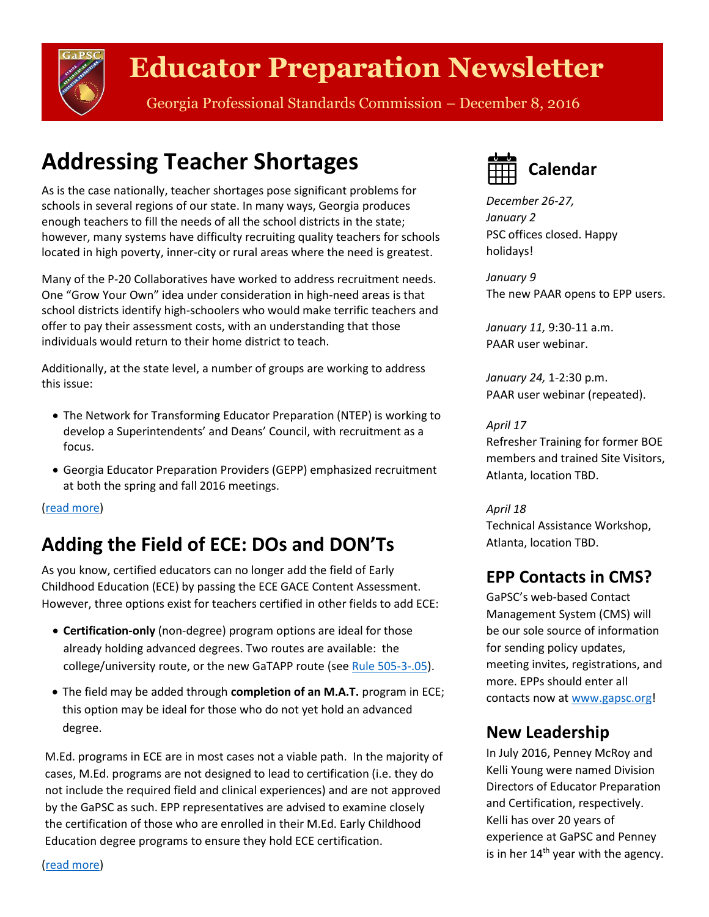# Educator Preparation Newsletter

Georgia Professional Standards Commission – December 8, 2016

## Addressing Teacher Shortages

As is the case nationally, teacher shortages pose significant problems for schools in several regions of our state. In many ways, Georgia produces enough teachers to fill the needs of all the school districts in the state; however, many systems have difficulty recruiting quality teachers for schools located in high poverty, inner-city or rural areas where the need is greatest.

Many of the P-20 Collaboratives have worked to address recruitment needs. One "Grow Your Own" idea under consideration in high-need areas is that school districts identify high-schoolers who would make terrific teachers and offer to pay their assessment costs, with an understanding that those individuals would return to their home district to teach.

Additionally, at the state level, a number of groups are working to address this issue:

- The Network for Transforming Educator Preparation (NTEP) is working to develop a Superintendents' and Deans' Council, with recruitment as a focus.
- Georgia Educator Preparation Providers (GEPP) emphasized recruitment at both the spring and fall 2016 meetings.

(read more)

## Adding the Field of ECE: DOs and DON'Ts

As you know, certified educators can no longer add the field of Early Childhood Education (ECE) by passing the ECE GACE Content Assessment. However, three options exist for teachers certified in other fields to add ECE:

- **Certification-only** (non-degree) program options are ideal for those already holding advanced degrees. Two routes are available: the college/university route, or the new GaTAPP route (see Rule 505-3-.05).
- The field may be added through **completion of an M.A.T.** program in ECE; this option may be ideal for those who do not yet hold an advanced degree.

M.Ed. programs in ECE are in most cases not a viable path. In the majority of cases, M.Ed. programs are not designed to lead to certification (i.e. they do not include the required field and clinical experiences) and are not approved by the GaPSC as such. EPP representatives are advised to examine closely the certification of those who are enrolled in their M.Ed. Early Childhood Education degree programs to ensure they hold ECE certification.

(read more)

## Calendar

*December 26-27, January 2*
PSC offices closed. Happy holidays!

*January 9*
The new PAAR opens to EPP users.

*January 11,* 9:30-11 a.m.
PAAR user webinar.

*January 24,* 1-2:30 p.m.
PAAR user webinar (repeated).

*April 17*
Refresher Training for former BOE members and trained Site Visitors, Atlanta, location TBD.

*April 18*
Technical Assistance Workshop, Atlanta, location TBD.

## EPP Contacts in CMS?

GaPSC's web-based Contact Management System (CMS) will be our sole source of information for sending policy updates, meeting invites, registrations, and more. EPPs should enter all contacts now at www.gapsc.org!

## New Leadership

In July 2016, Penney McRoy and Kelli Young were named Division Directors of Educator Preparation and Certification, respectively. Kelli has over 20 years of experience at GaPSC and Penney is in her 14th year with the agency.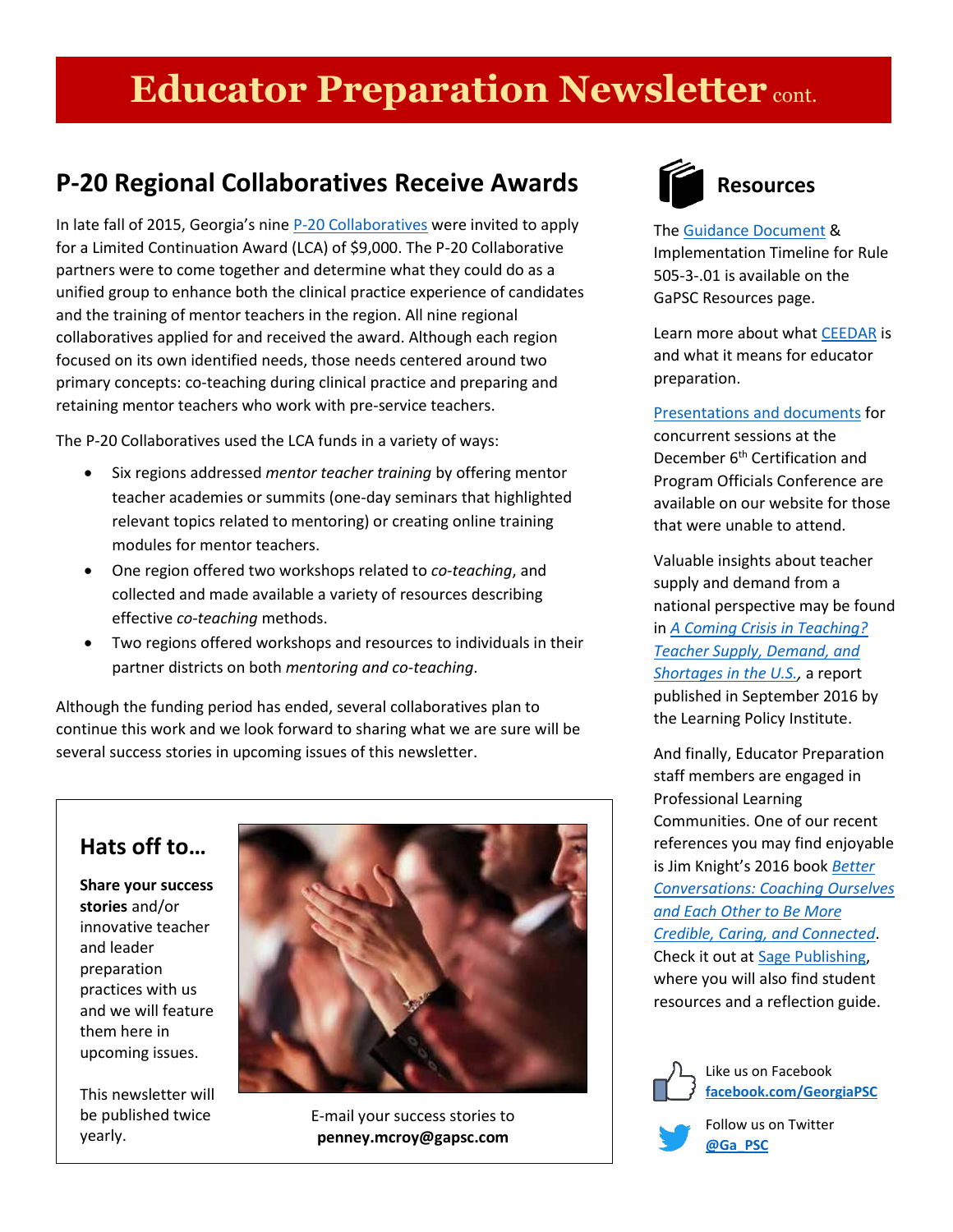# Educator Preparation Newsletter cont.

## P-20 Regional Collaboratives Receive Awards

In late fall of 2015, Georgia's nine P-20 Collaboratives were invited to apply for a Limited Continuation Award (LCA) of $9,000. The P-20 Collaborative partners were to come together and determine what they could do as a unified group to enhance both the clinical practice experience of candidates and the training of mentor teachers in the region. All nine regional collaboratives applied for and received the award. Although each region focused on its own identified needs, those needs centered around two primary concepts: co-teaching during clinical practice and preparing and retaining mentor teachers who work with pre-service teachers.

The P-20 Collaboratives used the LCA funds in a variety of ways:

- Six regions addressed *mentor teacher training* by offering mentor teacher academies or summits (one-day seminars that highlighted relevant topics related to mentoring) or creating online training modules for mentor teachers.
- One region offered two workshops related to *co-teaching*, and collected and made available a variety of resources describing effective *co-teaching* methods.
- Two regions offered workshops and resources to individuals in their partner districts on both *mentoring and co-teaching*.

Although the funding period has ended, several collaboratives plan to continue this work and we look forward to sharing what we are sure will be several success stories in upcoming issues of this newsletter.

### Hats off to…

**Share your success stories** and/or innovative teacher and leader preparation practices with us and we will feature them here in upcoming issues.

This newsletter will be published twice yearly.

E-mail your success stories to **penney.mcroy@gapsc.com**

## Resources

The Guidance Document & Implementation Timeline for Rule 505-3-.01 is available on the GaPSC Resources page.

Learn more about what CEEDAR is and what it means for educator preparation.

Presentations and documents for concurrent sessions at the December 6th Certification and Program Officials Conference are available on our website for those that were unable to attend.

Valuable insights about teacher supply and demand from a national perspective may be found in *A Coming Crisis in Teaching? Teacher Supply, Demand, and Shortages in the U.S.*, a report published in September 2016 by the Learning Policy Institute.

And finally, Educator Preparation staff members are engaged in Professional Learning Communities. One of our recent references you may find enjoyable is Jim Knight's 2016 book *Better Conversations: Coaching Ourselves and Each Other to Be More Credible, Caring, and Connected*. Check it out at Sage Publishing, where you will also find student resources and a reflection guide.

Like us on Facebook **facebook.com/GeorgiaPSC**

Follow us on Twitter **@Ga_PSC**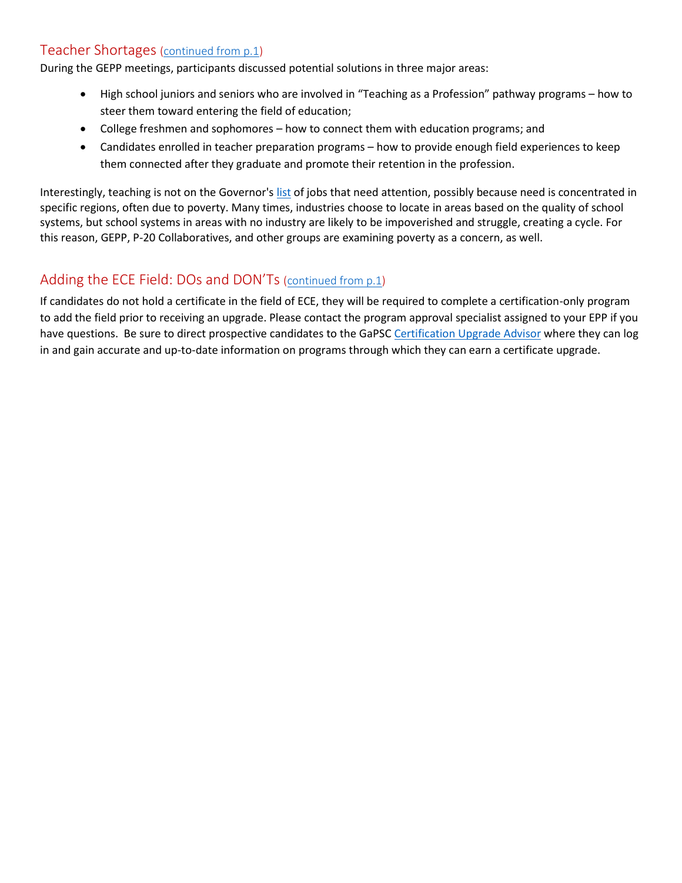## Teacher Shortages (continued from p.1)

During the GEPP meetings, participants discussed potential solutions in three major areas:

- High school juniors and seniors who are involved in “Teaching as a Profession” pathway programs – how to steer them toward entering the field of education;
- College freshmen and sophomores – how to connect them with education programs; and
- Candidates enrolled in teacher preparation programs – how to provide enough field experiences to keep them connected after they graduate and promote their retention in the profession.

Interestingly, teaching is not on the Governor's list of jobs that need attention, possibly because need is concentrated in specific regions, often due to poverty. Many times, industries choose to locate in areas based on the quality of school systems, but school systems in areas with no industry are likely to be impoverished and struggle, creating a cycle. For this reason, GEPP, P-20 Collaboratives, and other groups are examining poverty as a concern, as well.

## Adding the ECE Field: DOs and DON’Ts (continued from p.1)

If candidates do not hold a certificate in the field of ECE, they will be required to complete a certification-only program to add the field prior to receiving an upgrade. Please contact the program approval specialist assigned to your EPP if you have questions. Be sure to direct prospective candidates to the GaPSC Certification Upgrade Advisor where they can log in and gain accurate and up-to-date information on programs through which they can earn a certificate upgrade.